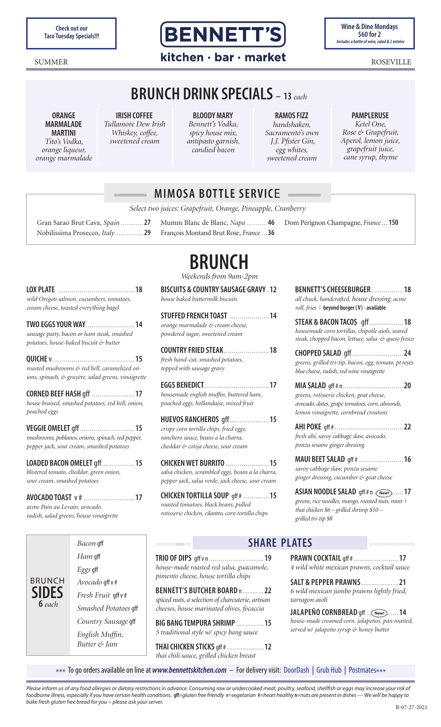**Check out our Taco Tuesday Specials!!!**

# BENNETT'S

## kitchen · bar · market

**Wine & Dine Mondays $60 for 2**
*Includes a bottle of wine, salad & 2 entrées*

SUMMER ROSEVILLE

# BRUNCH DRINK SPECIALS – 13 *each*

**ORANGE MARMALADE MARTINI**
*Tito's Vodka, orange liqueur, orange marmalade*

**IRISH COFFEE**
*Tullamore Dew Irish Whiskey, coffee, sweetened cream*

**BLOODY MARY**
*Bennett's Vodka, spicy house mix, antipasto garnish, candied bacon*

**RAMOS FIZZ**
*handshaken, Sacramento's own J.J. Pfister Gin, egg whites, sweetened cream*

**PAMPLERUSE**
*Ketel One, Rose & Grapefruit, Aperol, lemon juice, grapefruit juice, cane syrup, thyme*

## MIMOSA BOTTLE SERVICE

*Select two juices: Grapefruit, Orange, Pineapple, Cranberry*

- Gran Sarao Brut Cava, *Spain* ............ **27**
- Nobilissima Prosecco, *Italy* ............... **29**
- Mumm Blanc de Blanc, *Napa* ........... **46**
- François Montand Brut Rose, *France* ... **36**
- Dom Pérignon Champagne, *France* ... **150**

# BRUNCH

*Weekends from 9am-2pm*

**LOX PLATE** ........................................ **18**
*wild Oregon salmon, cucumbers, tomatoes, cream cheese, toasted everything bagel*

**TWO EGGS YOUR WAY** ......................... **14**
*sausage patty, bacon or ham steak, smashed potatoes, house-baked biscuit & butter*

**QUICHE** v ........................................... **15**
*roasted mushrooms & red bell, caramelized onions, spinach, & gruyère, salad greens, vinaigrette*

**CORNED BEEF HASH** gff ...................... **17**
*house braised, smashed potatoes, red bell, onion, poached eggs*

**VEGGIE OMELET** gff ............................ **15**
*mushrooms, poblanos, onions, spinach, red pepper, pepper jack, sour cream, smashed potatoes*

**LOADED BACON OMELET** gff ................. **15**
*blistered tomato, cheddar, green onion, sour cream, smashed potatoes*

**AVOCADO TOAST** v # .......................... **17**
*acme Pain au Levain, avocado, radish, salad greens, house vinaigrette*

**BISCUITS & COUNTRY SAUSAGE GRAVY** . **12**
*house baked buttermilk biscuits*

**STUFFED FRENCH TOAST** .................... **14**
*orange marmalade & cream cheese, powdered sugar, sweetened cream*

**COUNTRY FRIED STEAK** ....................... **18**
*fresh hand-cut, smashed potatoes, topped with sausage gravy*

**EGGS BENEDICT** ................................. **17**
*housemade english muffin, buttered ham, poached eggs, hollandaise, mixed fruit*

**HUEVOS RANCHEROS** gff .................... **15**
*crispy corn tortilla chips, fried eggs, ranchero sauce, beans a la charra, cheddar & cotija cheese, sour cream*

**CHICKEN WET BURRITO** ...................... **15**
*salsa chicken, scrambled eggs, beans a la charra, pepper jack, salsa verde, jack cheese, sour cream*

**CHICKEN TORTILLA SOUP** gff # ............. **15**
*roasted tomatoes, black beans, pulled rotisserie chicken, cilantro, corn tortilla chips*

**BENNETT'S CHEESEBURGER** ................ **18**
*all chuck, handcrafted, house dressing, acme roll, fries* | **beyond burger (V) - available**

**STEAK & BACON TACOS** gff ................. **18**
*housemade corn tortillas, chipotle aioli, seared steak, chopped bacon, lettuce, salsa & queso fresco*

**CHOPPED SALAD** gff .......................... **24**
*greens, grilled tri-tip, bacon, egg, tomato, pt reyes blue cheese, radish, red wine vinaigrette*

**MIA SALAD** gff # n ............................... **20**
*greens, rotisserie chicken, goat cheese, avocado, dates, grape tomatoes, corn, almonds, lemon vinaigrette, cornbread croutons*

**AHI POKE** gff # ................................... **22**
*fresh ahi, savoy cabbage slaw, avocado, ponzu sesame ginger dressing*

**MAUI BEET SALAD** gff # ....................... **16**
*savoy cabbage slaw, ponzu sesame ginger dressing, cucumber & goat cheese*

**ASIAN NOODLE SALAD** gff # n (New!) ...... **17**
*greens, rice noodles, mango, roasted nuts, mint* | *thai chicken $6 – grilled shrimp $10 – grilled tri-tip $8*

## BRUNCH SIDES 6 *each*

- *Bacon* gff
- *Ham* gff
- *Eggs* gff
- *Avocado* gff v #
- *Fresh Fruit* gff v #
- *Smashed Potatoes* gff
- *Country Sausage* gff
- *English Muffin, Butter & Jam*

## SHARE PLATES

**TRIO OF DIPS** gff v n ............................ **19**
*house-made roasted red salsa, guacamole, pimento cheese, house tortilla chips*

**BENNETT'S BUTCHER BOARD** n ........... **22**
*spiced nuts, a selection of charcuterie, artisan cheeses, house marinated olives, focaccia*

**BIG BANG TEMPURA SHRIMP** .............. **15**
*5 traditional style w/ spicy bang sauce*

**THAI CHICKEN STICKS** gff # ................... **12**
*thai chili sauce, grilled chicken breast*

**PRAWN COCKTAIL** gff # ....................... **17**
*4 wild white mexican prawns, cocktail sauce*

**SALT & PEPPER PRAWNS** ................... **21**
*6 wild mexican jumbo prawns lightly fried, tarragon aioli*

**JALAPEÑO CORNBREAD** gff .. (New!) ...... **14**
*house-made creamed corn, jalapeños, pan roasted, served w/ jalapeño syrup & honey butter*

\*\*\* To go orders available on line at ***www.bennettskitchen.com*** – For delivery visit: DoorDash | Grub Hub | Postmates\*\*\*

*Please inform us of any food allergies or dietary restrictions in advance. Consuming raw or undercooked meat, poultry, seafood, shellfish or eggs may increase your risk of foodborne illness, especially if you have certain health conditions.* **gff**=*gluten free friendly* **v**=*vegetarian* **#**=*heart healthy* **n**=*nuts are present in dishes –– We will be happy to bake fresh gluten free bread for you ~ please ask your server.*

B-07-27-2021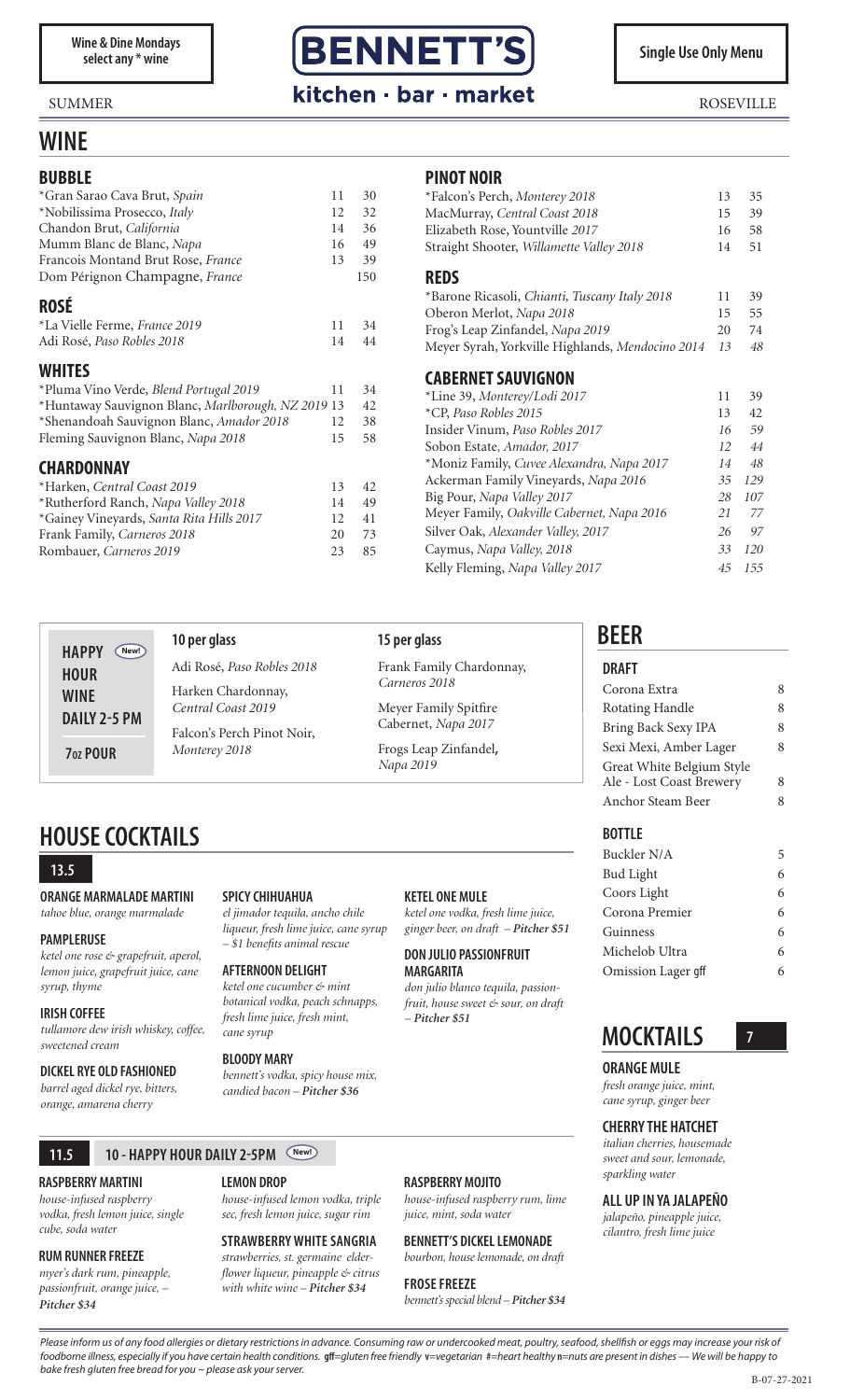**Wine & Dine Mondays select any * wine**

SUMMER

# BENNETT'S
kitchen · bar · market

**Single Use Only Menu**

ROSEVILLE

# WINE

## BUBBLE

| | | |
|---|---|---|
| *Gran Sarao Cava Brut, *Spain* | 11 | 30 |
| *Nobilissima Prosecco, *Italy* | 12 | 32 |
| Chandon Brut, *California* | 14 | 36 |
| Mumm Blanc de Blanc, *Napa* | 16 | 49 |
| Francois Montand Brut Rose, *France* | 13 | 39 |
| Dom Pérignon Champagne, *France* | | 150 |

## ROSÉ

| | | |
|---|---|---|
| *La Vielle Ferme, *France 2019* | 11 | 34 |
| Adi Rosé, *Paso Robles 2018* | 14 | 44 |

## WHITES

| | | |
|---|---|---|
| *Pluma Vino Verde, *Blend Portugal 2019* | 11 | 34 |
| *Huntaway Sauvignon Blanc, *Marlborough, NZ 2019* | 13 | 42 |
| *Shenandoah Sauvignon Blanc, *Amador 2018* | 12 | 38 |
| Fleming Sauvignon Blanc, *Napa 2018* | 15 | 58 |

## CHARDONNAY

| | | |
|---|---|---|
| *Harken, *Central Coast 2019* | 13 | 42 |
| *Rutherford Ranch, *Napa Valley 2018* | 14 | 49 |
| *Gainey Vineyards, *Santa Rita Hills 2017* | 12 | 41 |
| Frank Family, *Carneros 2018* | 20 | 73 |
| Rombauer, *Carneros 2019* | 23 | 85 |

## PINOT NOIR

| | | |
|---|---|---|
| *Falcon's Perch, *Monterey 2018* | 13 | 35 |
| MacMurray, *Central Coast 2018* | 15 | 39 |
| Elizabeth Rose, Yountville *2017* | 16 | 58 |
| Straight Shooter, *Willamette Valley 2018* | 14 | 51 |

## REDS

| | | |
|---|---|---|
| *Barone Ricasoli, *Chianti, Tuscany Italy 2018* | 11 | 39 |
| Oberon Merlot, *Napa 2018* | 15 | 55 |
| Frog's Leap Zinfandel, *Napa 2019* | 20 | 74 |
| Meyer Syrah, Yorkville Highlands, *Mendocino 2014* | 13 | 48 |

## CABERNET SAUVIGNON

| | | |
|---|---|---|
| *Line 39, *Monterey/Lodi 2017* | 11 | 39 |
| *CP, *Paso Robles 2015* | 13 | 42 |
| Insider Vinum, *Paso Robles 2017* | 16 | 59 |
| Sobon Estate, *Amador, 2017* | 12 | 44 |
| *Moniz Family, *Cuvee Alexandra, Napa 2017* | 14 | 48 |
| Ackerman Family Vineyards, *Napa 2016* | 35 | 129 |
| Big Pour, *Napa Valley 2017* | 28 | 107 |
| Meyer Family, *Oakville Cabernet, Napa 2016* | 21 | 77 |
| Silver Oak, *Alexander Valley, 2017* | 26 | 97 |
| Caymus, *Napa Valley, 2018* | 33 | 120 |
| Kelly Fleming, *Napa Valley 2017* | 45 | 155 |

## HAPPY HOUR WINE (New!)
**DAILY 2-5 PM**
**7oz POUR**

**10 per glass**
- Adi Rosé, *Paso Robles 2018*
- Harken Chardonnay, *Central Coast 2019*
- Falcon's Perch Pinot Noir, *Monterey 2018*

**15 per glass**
- Frank Family Chardonnay, *Carneros 2018*
- Meyer Family Spitfire Cabernet, *Napa 2017*
- Frogs Leap Zinfandel, *Napa 2019*

# HOUSE COCKTAILS

**13.5**

**ORANGE MARMALADE MARTINI**
*tahoe blue, orange marmalade*

**PAMPLERUSE**
*ketel one rose & grapefruit, aperol, lemon juice, grapefruit juice, cane syrup, thyme*

**IRISH COFFEE**
*tullamore dew irish whiskey, coffee, sweetened cream*

**DICKEL RYE OLD FASHIONED**
*barrel aged dickel rye, bitters, orange, amarena cherry*

**SPICY CHIHUAHUA**
*el jimador tequila, ancho chile liqueur, fresh lime juice, cane syrup – $1 benefits animal rescue*

**AFTERNOON DELIGHT**
*ketel one cucumber & mint botanical vodka, peach schnapps, fresh lime juice, fresh mint, cane syrup*

**BLOODY MARY**
*bennett's vodka, spicy house mix, candied bacon – **Pitcher $36***

**KETEL ONE MULE**
*ketel one vodka, fresh lime juice, ginger beer, on draft – **Pitcher $51***

**DON JULIO PASSIONFRUIT MARGARITA**
*don julio blanco tequila, passionfruit, house sweet & sour, on draft – **Pitcher $51***

**11.5** | **10 - HAPPY HOUR DAILY 2-5PM** (New!)

**RASPBERRY MARTINI**
*house-infused raspberry vodka, fresh lemon juice, single cube, soda water*

**RUM RUNNER FREEZE**
*myer's dark rum, pineapple, passionfruit, orange juice, – **Pitcher $34***

**LEMON DROP**
*house-infused lemon vodka, triple sec, fresh lemon juice, sugar rim*

**STRAWBERRY WHITE SANGRIA**
*strawberries, st. germaine elderflower liqueur, pineapple & citrus with white wine – **Pitcher $34***

**RASPBERRY MOJITO**
*house-infused raspberry rum, lime juice, mint, soda water*

**BENNETT'S DICKEL LEMONADE**
*bourbon, house lemonade, on draft*

**FROSE FREEZE**
*bennett's special blend – **Pitcher $34***

# BEER

## DRAFT

| | |
|---|---|
| Corona Extra | 8 |
| Rotating Handle | 8 |
| Bring Back Sexy IPA | 8 |
| Sexi Mexi, Amber Lager | 8 |
| Great White Belgium Style Ale - Lost Coast Brewery | 8 |
| Anchor Steam Beer | 8 |

## BOTTLE

| | |
|---|---|
| Buckler N/A | 5 |
| Bud Light | 6 |
| Coors Light | 6 |
| Corona Premier | 6 |
| Guinness | 6 |
| Michelob Ultra | 6 |
| Omission Lager gff | 6 |

# MOCKTAILS 7

**ORANGE MULE**
*fresh orange juice, mint, cane syrup, ginger beer*

**CHERRY THE HATCHET**
*italian cherries, housemade sweet and sour, lemonade, sparkling water*

**ALL UP IN YA JALAPEÑO**
*jalapeño, pineapple juice, cilantro, fresh lime juice*

*Please inform us of any food allergies or dietary restrictions in advance. Consuming raw or undercooked meat, poultry, seafood, shellfish or eggs may increase your risk of foodborne illness, especially if you have certain health conditions. gff=gluten free friendly v=vegetarian #=heart healthy n=nuts are present in dishes –– We will be happy to bake fresh gluten free bread for you ~ please ask your server.*

B-07-27-2021